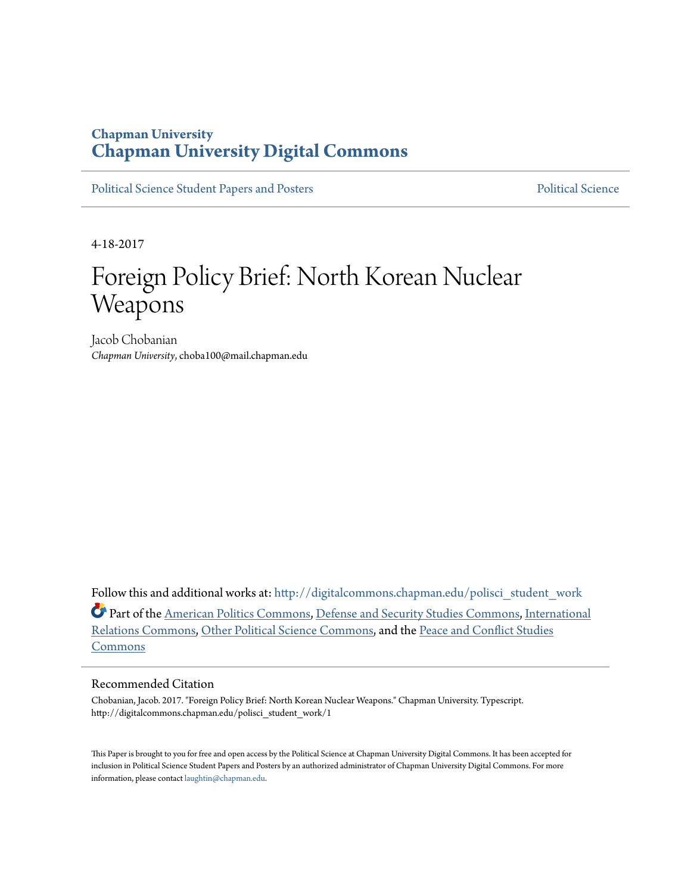Chapman University

# Chapman University Digital Commons

Political Science Student Papers and Posters | Political Science

4-18-2017

# Foreign Policy Brief: North Korean Nuclear Weapons

Jacob Chobanian
*Chapman University*, choba100@mail.chapman.edu

Follow this and additional works at: http://digitalcommons.chapman.edu/polisci_student_work

Part of the American Politics Commons, Defense and Security Studies Commons, International Relations Commons, Other Political Science Commons, and the Peace and Conflict Studies Commons

## Recommended Citation

Chobanian, Jacob. 2017. "Foreign Policy Brief: North Korean Nuclear Weapons." Chapman University. Typescript. http://digitalcommons.chapman.edu/polisci_student_work/1

This Paper is brought to you for free and open access by the Political Science at Chapman University Digital Commons. It has been accepted for inclusion in Political Science Student Papers and Posters by an authorized administrator of Chapman University Digital Commons. For more information, please contact laughtin@chapman.edu.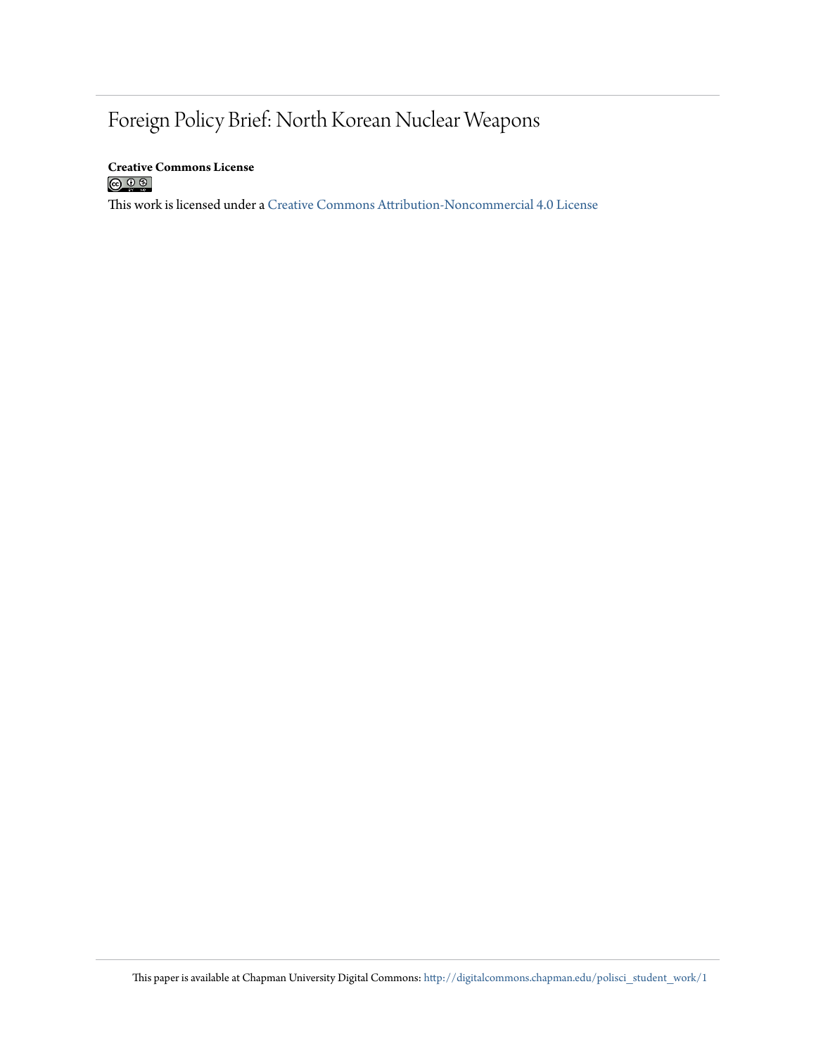# Foreign Policy Brief: North Korean Nuclear Weapons

**Creative Commons License**

This work is licensed under a Creative Commons Attribution-Noncommercial 4.0 License

This paper is available at Chapman University Digital Commons: http://digitalcommons.chapman.edu/polisci_student_work/1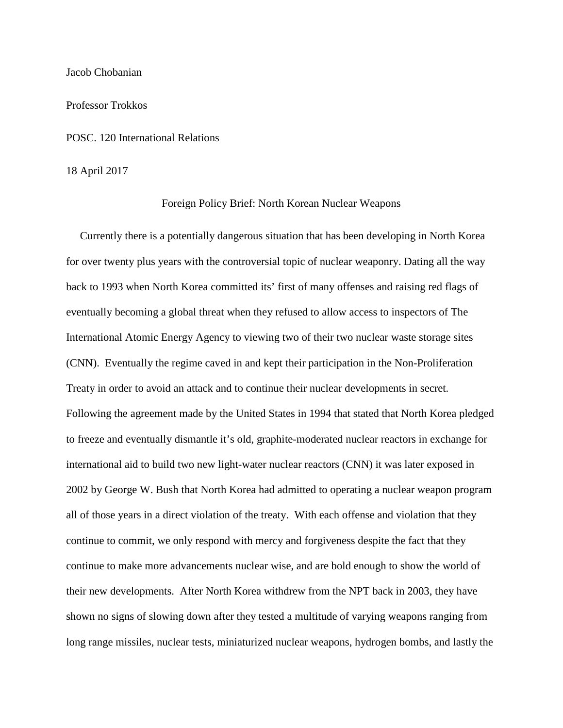Jacob Chobanian

Professor Trokkos

POSC. 120 International Relations

18 April 2017

Foreign Policy Brief: North Korean Nuclear Weapons

Currently there is a potentially dangerous situation that has been developing in North Korea for over twenty plus years with the controversial topic of nuclear weaponry. Dating all the way back to 1993 when North Korea committed its' first of many offenses and raising red flags of eventually becoming a global threat when they refused to allow access to inspectors of The International Atomic Energy Agency to viewing two of their two nuclear waste storage sites (CNN). Eventually the regime caved in and kept their participation in the Non-Proliferation Treaty in order to avoid an attack and to continue their nuclear developments in secret. Following the agreement made by the United States in 1994 that stated that North Korea pledged to freeze and eventually dismantle it's old, graphite-moderated nuclear reactors in exchange for international aid to build two new light-water nuclear reactors (CNN) it was later exposed in 2002 by George W. Bush that North Korea had admitted to operating a nuclear weapon program all of those years in a direct violation of the treaty. With each offense and violation that they continue to commit, we only respond with mercy and forgiveness despite the fact that they continue to make more advancements nuclear wise, and are bold enough to show the world of their new developments. After North Korea withdrew from the NPT back in 2003, they have shown no signs of slowing down after they tested a multitude of varying weapons ranging from long range missiles, nuclear tests, miniaturized nuclear weapons, hydrogen bombs, and lastly the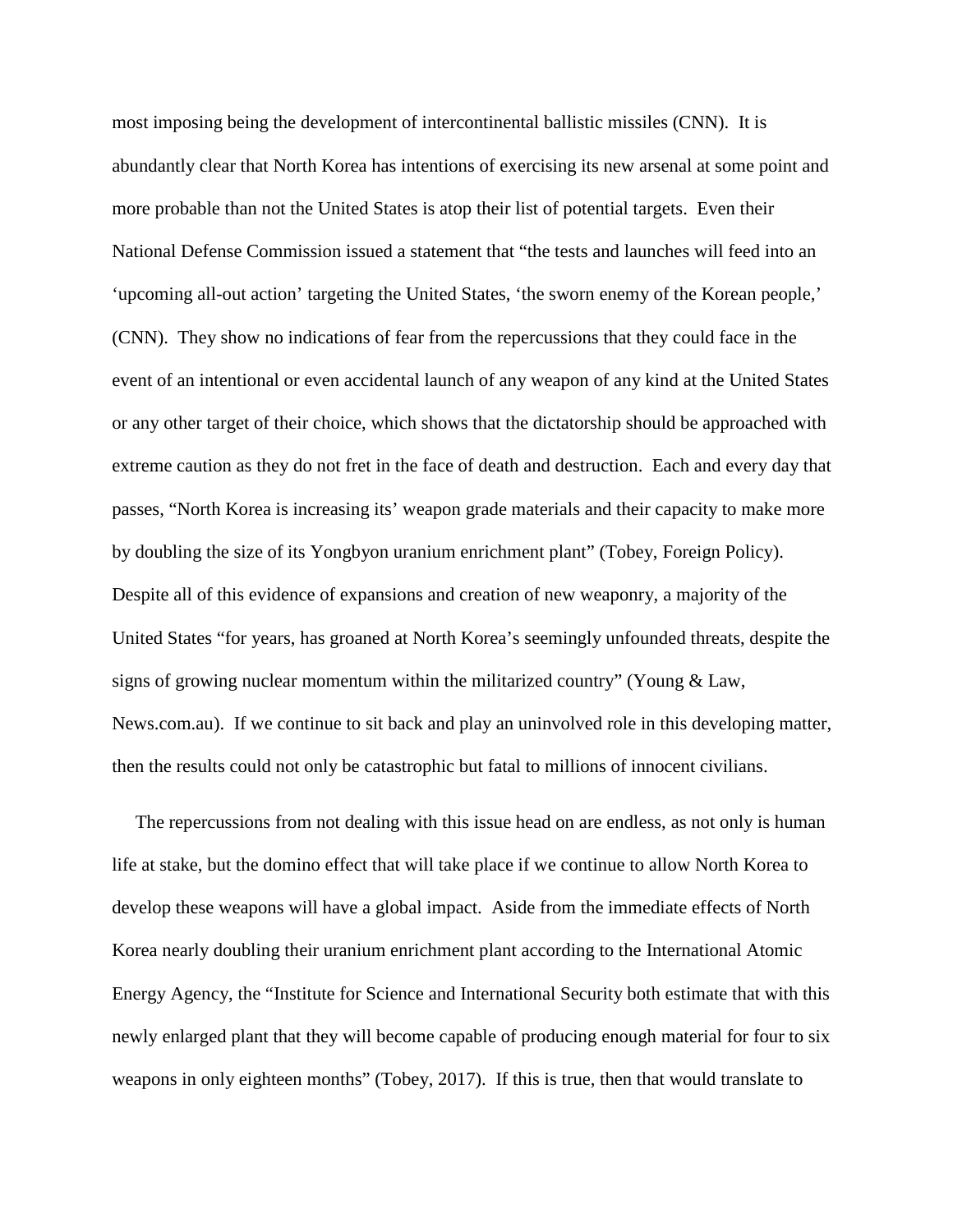most imposing being the development of intercontinental ballistic missiles (CNN). It is abundantly clear that North Korea has intentions of exercising its new arsenal at some point and more probable than not the United States is atop their list of potential targets. Even their National Defense Commission issued a statement that "the tests and launches will feed into an 'upcoming all-out action' targeting the United States, 'the sworn enemy of the Korean people,' (CNN). They show no indications of fear from the repercussions that they could face in the event of an intentional or even accidental launch of any weapon of any kind at the United States or any other target of their choice, which shows that the dictatorship should be approached with extreme caution as they do not fret in the face of death and destruction. Each and every day that passes, "North Korea is increasing its' weapon grade materials and their capacity to make more by doubling the size of its Yongbyon uranium enrichment plant" (Tobey, Foreign Policy). Despite all of this evidence of expansions and creation of new weaponry, a majority of the United States "for years, has groaned at North Korea's seemingly unfounded threats, despite the signs of growing nuclear momentum within the militarized country" (Young & Law, News.com.au). If we continue to sit back and play an uninvolved role in this developing matter, then the results could not only be catastrophic but fatal to millions of innocent civilians.

The repercussions from not dealing with this issue head on are endless, as not only is human life at stake, but the domino effect that will take place if we continue to allow North Korea to develop these weapons will have a global impact. Aside from the immediate effects of North Korea nearly doubling their uranium enrichment plant according to the International Atomic Energy Agency, the "Institute for Science and International Security both estimate that with this newly enlarged plant that they will become capable of producing enough material for four to six weapons in only eighteen months" (Tobey, 2017). If this is true, then that would translate to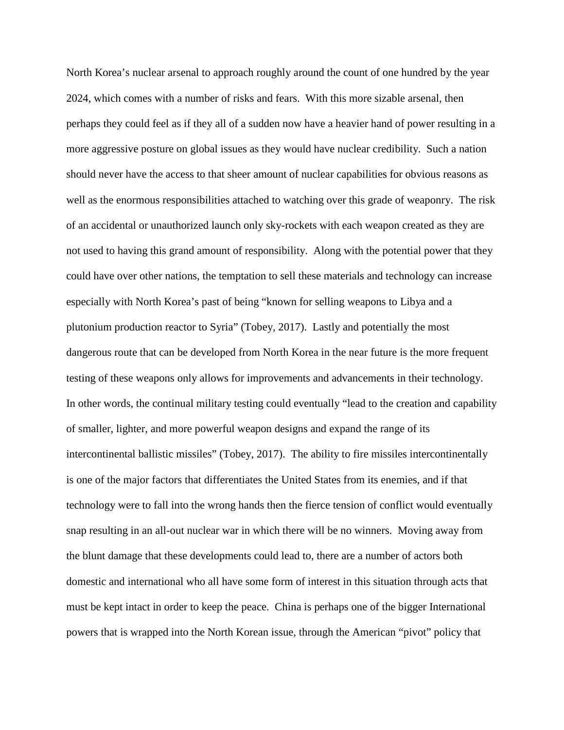North Korea's nuclear arsenal to approach roughly around the count of one hundred by the year 2024, which comes with a number of risks and fears. With this more sizable arsenal, then perhaps they could feel as if they all of a sudden now have a heavier hand of power resulting in a more aggressive posture on global issues as they would have nuclear credibility. Such a nation should never have the access to that sheer amount of nuclear capabilities for obvious reasons as well as the enormous responsibilities attached to watching over this grade of weaponry. The risk of an accidental or unauthorized launch only sky-rockets with each weapon created as they are not used to having this grand amount of responsibility. Along with the potential power that they could have over other nations, the temptation to sell these materials and technology can increase especially with North Korea's past of being "known for selling weapons to Libya and a plutonium production reactor to Syria" (Tobey, 2017). Lastly and potentially the most dangerous route that can be developed from North Korea in the near future is the more frequent testing of these weapons only allows for improvements and advancements in their technology. In other words, the continual military testing could eventually "lead to the creation and capability of smaller, lighter, and more powerful weapon designs and expand the range of its intercontinental ballistic missiles" (Tobey, 2017). The ability to fire missiles intercontinentally is one of the major factors that differentiates the United States from its enemies, and if that technology were to fall into the wrong hands then the fierce tension of conflict would eventually snap resulting in an all-out nuclear war in which there will be no winners. Moving away from the blunt damage that these developments could lead to, there are a number of actors both domestic and international who all have some form of interest in this situation through acts that must be kept intact in order to keep the peace. China is perhaps one of the bigger International powers that is wrapped into the North Korean issue, through the American "pivot" policy that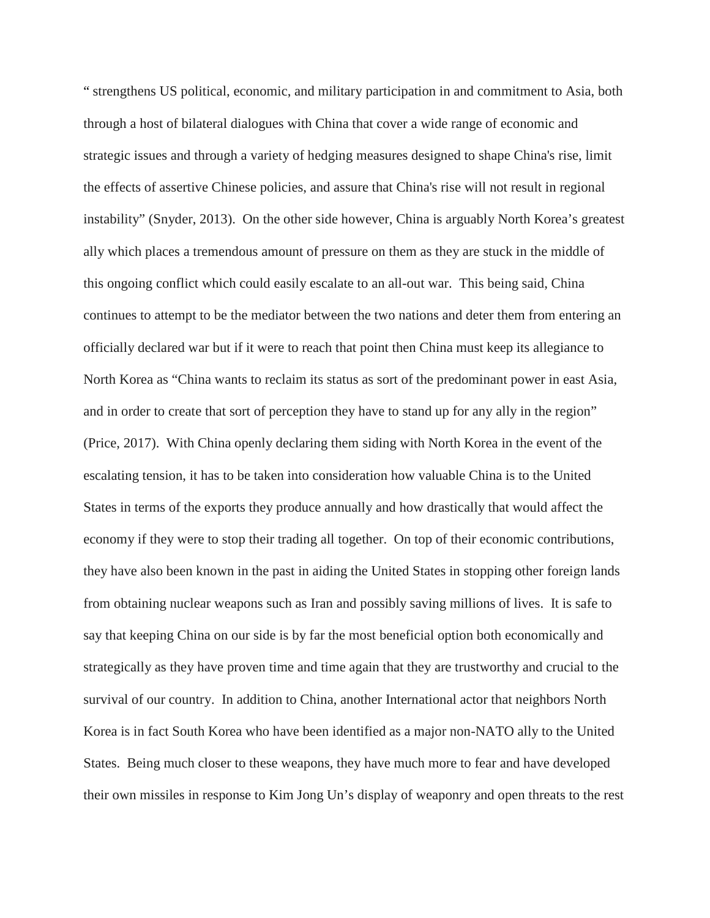" strengthens US political, economic, and military participation in and commitment to Asia, both through a host of bilateral dialogues with China that cover a wide range of economic and strategic issues and through a variety of hedging measures designed to shape China's rise, limit the effects of assertive Chinese policies, and assure that China's rise will not result in regional instability" (Snyder, 2013). On the other side however, China is arguably North Korea's greatest ally which places a tremendous amount of pressure on them as they are stuck in the middle of this ongoing conflict which could easily escalate to an all-out war. This being said, China continues to attempt to be the mediator between the two nations and deter them from entering an officially declared war but if it were to reach that point then China must keep its allegiance to North Korea as "China wants to reclaim its status as sort of the predominant power in east Asia, and in order to create that sort of perception they have to stand up for any ally in the region" (Price, 2017). With China openly declaring them siding with North Korea in the event of the escalating tension, it has to be taken into consideration how valuable China is to the United States in terms of the exports they produce annually and how drastically that would affect the economy if they were to stop their trading all together. On top of their economic contributions, they have also been known in the past in aiding the United States in stopping other foreign lands from obtaining nuclear weapons such as Iran and possibly saving millions of lives. It is safe to say that keeping China on our side is by far the most beneficial option both economically and strategically as they have proven time and time again that they are trustworthy and crucial to the survival of our country. In addition to China, another International actor that neighbors North Korea is in fact South Korea who have been identified as a major non-NATO ally to the United States. Being much closer to these weapons, they have much more to fear and have developed their own missiles in response to Kim Jong Un's display of weaponry and open threats to the rest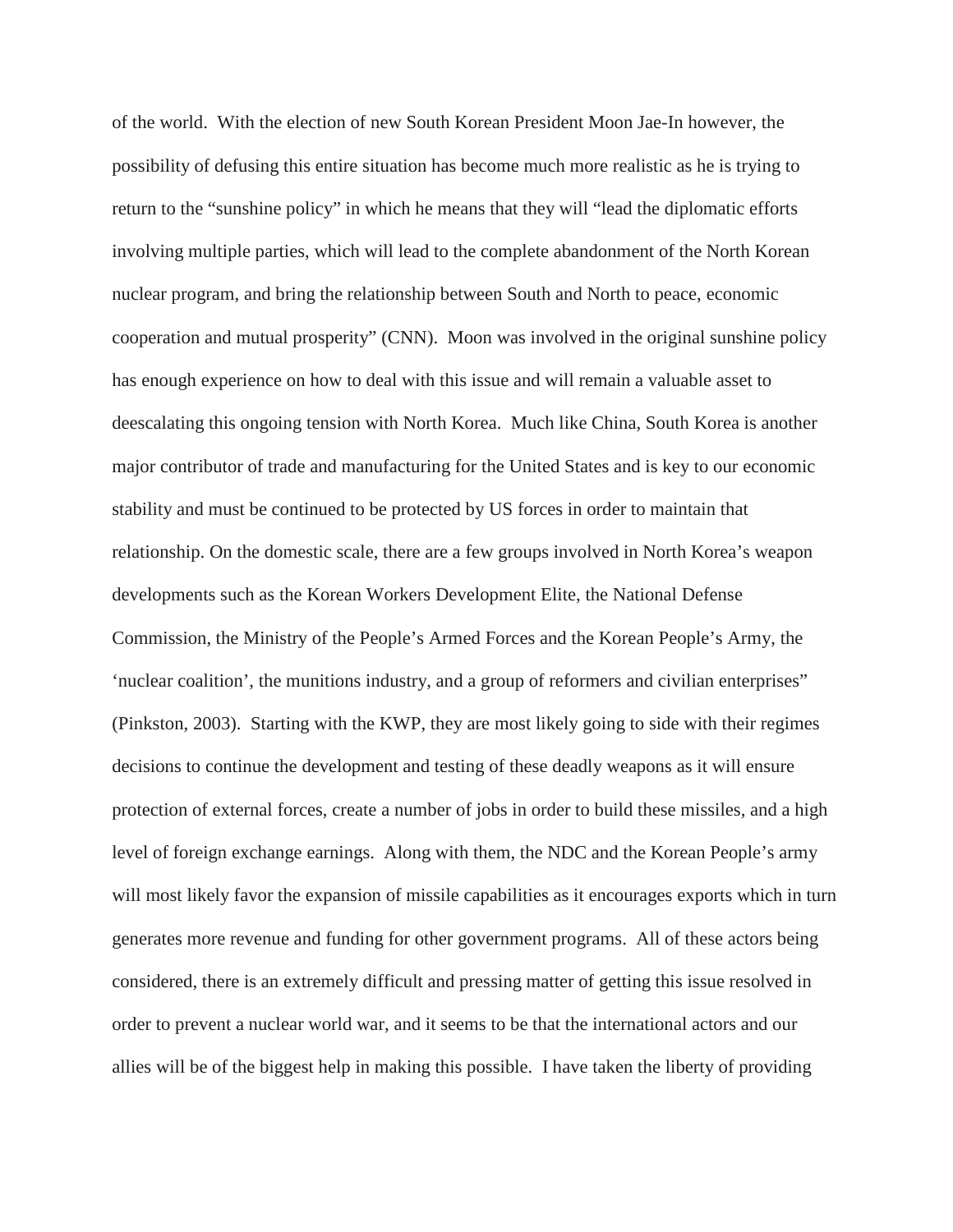of the world. With the election of new South Korean President Moon Jae-In however, the possibility of defusing this entire situation has become much more realistic as he is trying to return to the "sunshine policy" in which he means that they will "lead the diplomatic efforts involving multiple parties, which will lead to the complete abandonment of the North Korean nuclear program, and bring the relationship between South and North to peace, economic cooperation and mutual prosperity" (CNN). Moon was involved in the original sunshine policy has enough experience on how to deal with this issue and will remain a valuable asset to deescalating this ongoing tension with North Korea. Much like China, South Korea is another major contributor of trade and manufacturing for the United States and is key to our economic stability and must be continued to be protected by US forces in order to maintain that relationship. On the domestic scale, there are a few groups involved in North Korea's weapon developments such as the Korean Workers Development Elite, the National Defense Commission, the Ministry of the People's Armed Forces and the Korean People's Army, the 'nuclear coalition', the munitions industry, and a group of reformers and civilian enterprises" (Pinkston, 2003). Starting with the KWP, they are most likely going to side with their regimes decisions to continue the development and testing of these deadly weapons as it will ensure protection of external forces, create a number of jobs in order to build these missiles, and a high level of foreign exchange earnings. Along with them, the NDC and the Korean People's army will most likely favor the expansion of missile capabilities as it encourages exports which in turn generates more revenue and funding for other government programs. All of these actors being considered, there is an extremely difficult and pressing matter of getting this issue resolved in order to prevent a nuclear world war, and it seems to be that the international actors and our allies will be of the biggest help in making this possible. I have taken the liberty of providing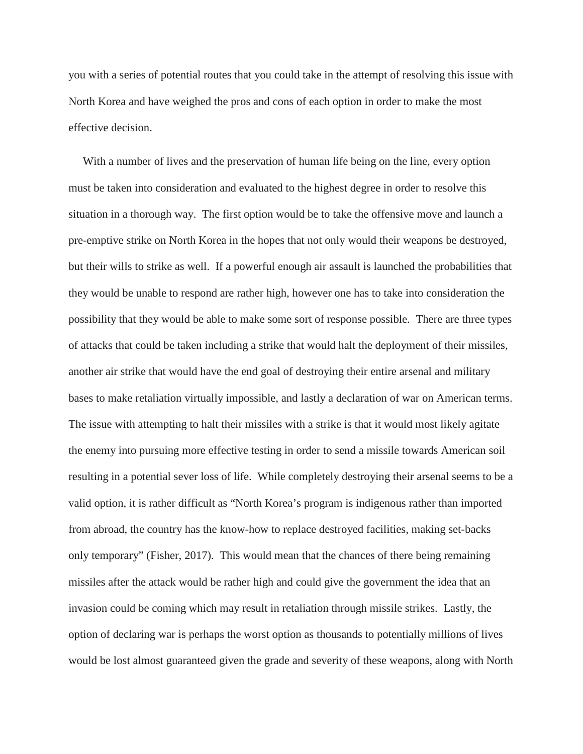you with a series of potential routes that you could take in the attempt of resolving this issue with North Korea and have weighed the pros and cons of each option in order to make the most effective decision.

With a number of lives and the preservation of human life being on the line, every option must be taken into consideration and evaluated to the highest degree in order to resolve this situation in a thorough way. The first option would be to take the offensive move and launch a pre-emptive strike on North Korea in the hopes that not only would their weapons be destroyed, but their wills to strike as well. If a powerful enough air assault is launched the probabilities that they would be unable to respond are rather high, however one has to take into consideration the possibility that they would be able to make some sort of response possible. There are three types of attacks that could be taken including a strike that would halt the deployment of their missiles, another air strike that would have the end goal of destroying their entire arsenal and military bases to make retaliation virtually impossible, and lastly a declaration of war on American terms. The issue with attempting to halt their missiles with a strike is that it would most likely agitate the enemy into pursuing more effective testing in order to send a missile towards American soil resulting in a potential sever loss of life. While completely destroying their arsenal seems to be a valid option, it is rather difficult as "North Korea's program is indigenous rather than imported from abroad, the country has the know-how to replace destroyed facilities, making set-backs only temporary" (Fisher, 2017). This would mean that the chances of there being remaining missiles after the attack would be rather high and could give the government the idea that an invasion could be coming which may result in retaliation through missile strikes. Lastly, the option of declaring war is perhaps the worst option as thousands to potentially millions of lives would be lost almost guaranteed given the grade and severity of these weapons, along with North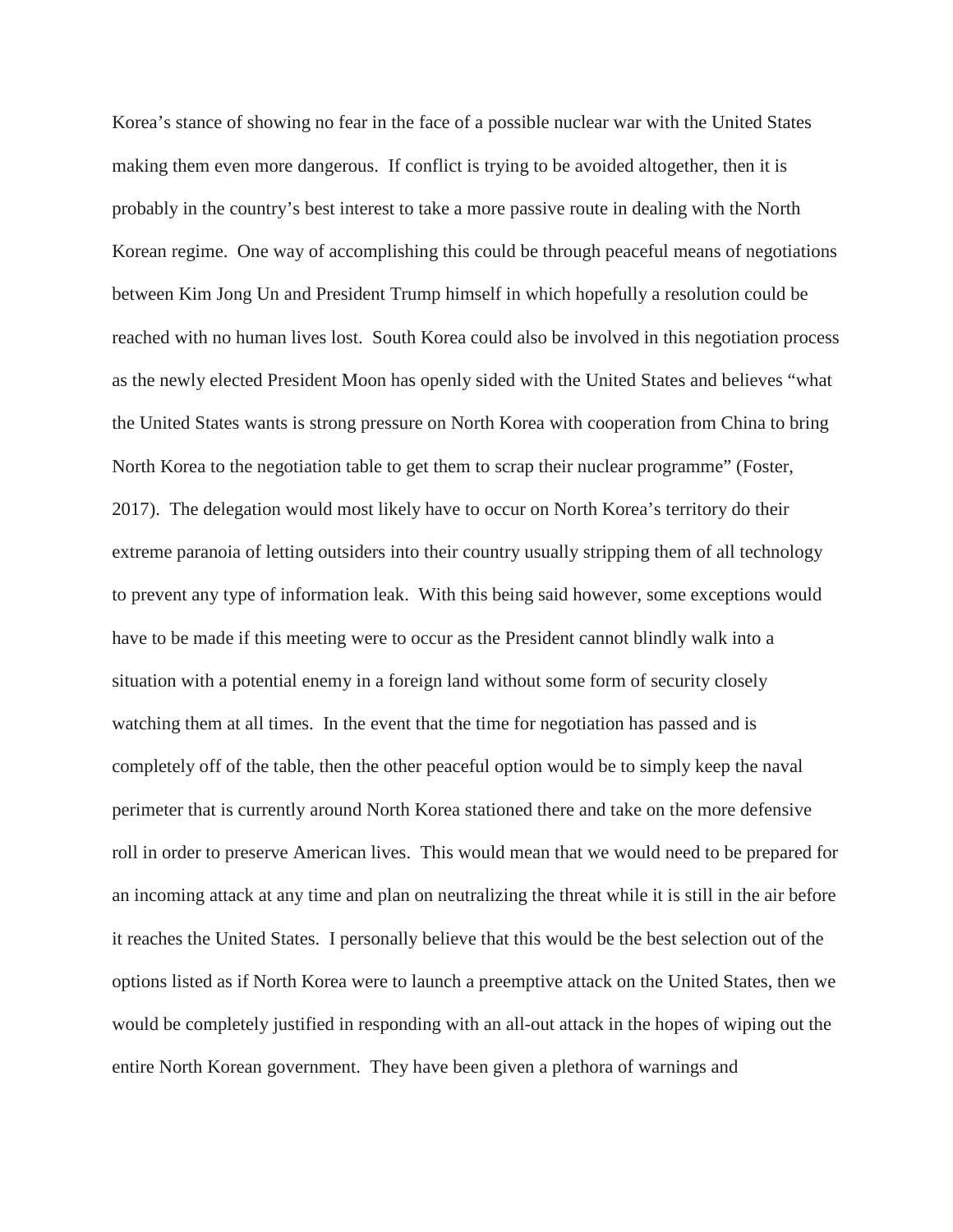Korea's stance of showing no fear in the face of a possible nuclear war with the United States making them even more dangerous. If conflict is trying to be avoided altogether, then it is probably in the country's best interest to take a more passive route in dealing with the North Korean regime. One way of accomplishing this could be through peaceful means of negotiations between Kim Jong Un and President Trump himself in which hopefully a resolution could be reached with no human lives lost. South Korea could also be involved in this negotiation process as the newly elected President Moon has openly sided with the United States and believes "what the United States wants is strong pressure on North Korea with cooperation from China to bring North Korea to the negotiation table to get them to scrap their nuclear programme" (Foster, 2017). The delegation would most likely have to occur on North Korea's territory do their extreme paranoia of letting outsiders into their country usually stripping them of all technology to prevent any type of information leak. With this being said however, some exceptions would have to be made if this meeting were to occur as the President cannot blindly walk into a situation with a potential enemy in a foreign land without some form of security closely watching them at all times. In the event that the time for negotiation has passed and is completely off of the table, then the other peaceful option would be to simply keep the naval perimeter that is currently around North Korea stationed there and take on the more defensive roll in order to preserve American lives. This would mean that we would need to be prepared for an incoming attack at any time and plan on neutralizing the threat while it is still in the air before it reaches the United States. I personally believe that this would be the best selection out of the options listed as if North Korea were to launch a preemptive attack on the United States, then we would be completely justified in responding with an all-out attack in the hopes of wiping out the entire North Korean government. They have been given a plethora of warnings and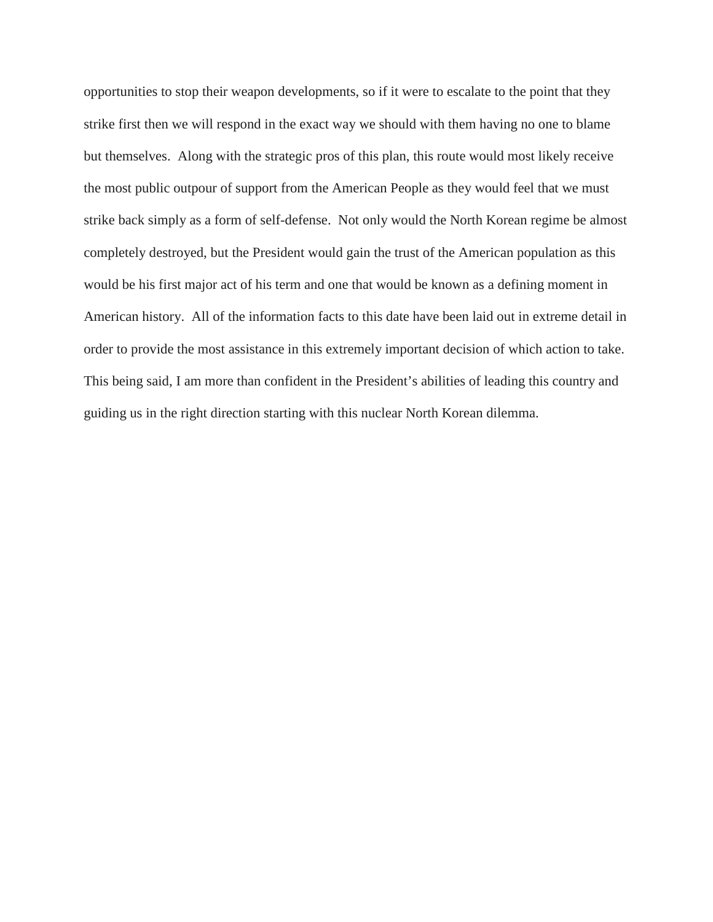opportunities to stop their weapon developments, so if it were to escalate to the point that they strike first then we will respond in the exact way we should with them having no one to blame but themselves. Along with the strategic pros of this plan, this route would most likely receive the most public outpour of support from the American People as they would feel that we must strike back simply as a form of self-defense. Not only would the North Korean regime be almost completely destroyed, but the President would gain the trust of the American population as this would be his first major act of his term and one that would be known as a defining moment in American history. All of the information facts to this date have been laid out in extreme detail in order to provide the most assistance in this extremely important decision of which action to take. This being said, I am more than confident in the President's abilities of leading this country and guiding us in the right direction starting with this nuclear North Korean dilemma.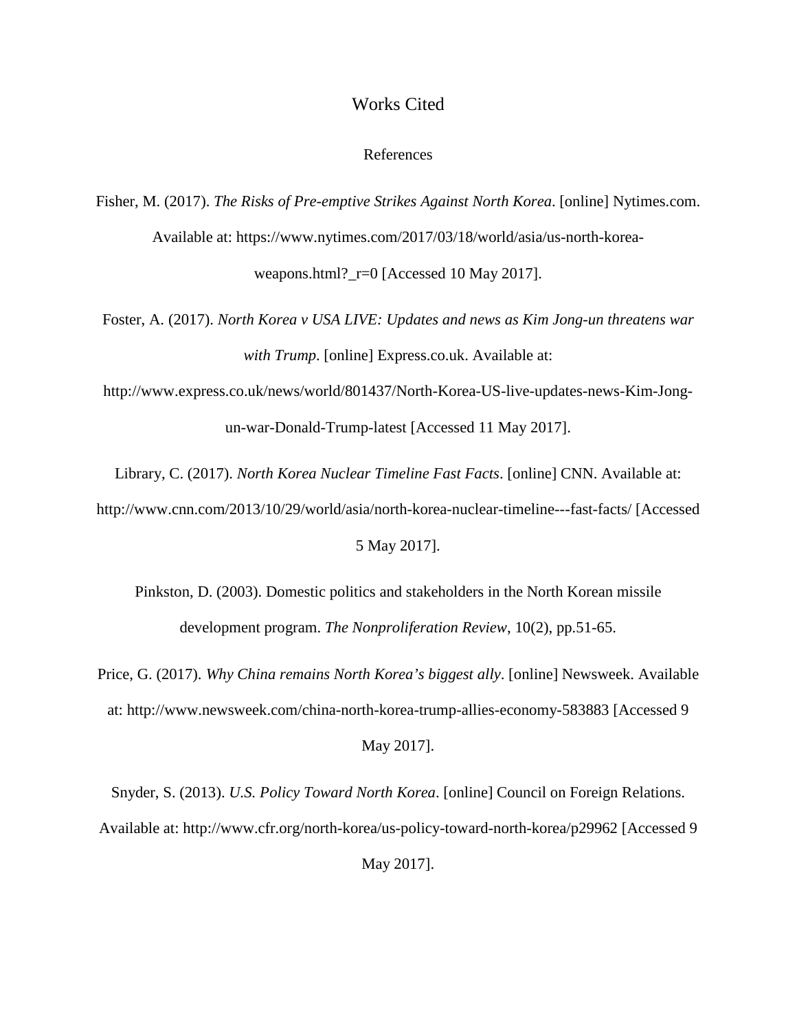# Works Cited

## References

Fisher, M. (2017). *The Risks of Pre-emptive Strikes Against North Korea*. [online] Nytimes.com. Available at: https://www.nytimes.com/2017/03/18/world/asia/us-north-korea-weapons.html?_r=0 [Accessed 10 May 2017].

Foster, A. (2017). *North Korea v USA LIVE: Updates and news as Kim Jong-un threatens war with Trump*. [online] Express.co.uk. Available at: http://www.express.co.uk/news/world/801437/North-Korea-US-live-updates-news-Kim-Jong-un-war-Donald-Trump-latest [Accessed 11 May 2017].

Library, C. (2017). *North Korea Nuclear Timeline Fast Facts*. [online] CNN. Available at: http://www.cnn.com/2013/10/29/world/asia/north-korea-nuclear-timeline---fast-facts/ [Accessed 5 May 2017].

Pinkston, D. (2003). Domestic politics and stakeholders in the North Korean missile development program. *The Nonproliferation Review*, 10(2), pp.51-65.

Price, G. (2017). *Why China remains North Korea's biggest ally*. [online] Newsweek. Available at: http://www.newsweek.com/china-north-korea-trump-allies-economy-583883 [Accessed 9 May 2017].

Snyder, S. (2013). *U.S. Policy Toward North Korea*. [online] Council on Foreign Relations. Available at: http://www.cfr.org/north-korea/us-policy-toward-north-korea/p29962 [Accessed 9 May 2017].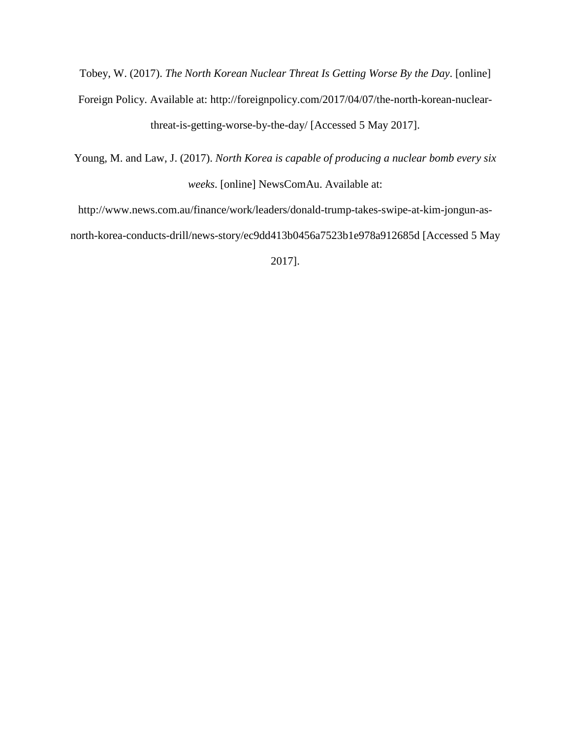Tobey, W. (2017). *The North Korean Nuclear Threat Is Getting Worse By the Day*. [online] Foreign Policy. Available at: http://foreignpolicy.com/2017/04/07/the-north-korean-nuclear-threat-is-getting-worse-by-the-day/ [Accessed 5 May 2017].

Young, M. and Law, J. (2017). *North Korea is capable of producing a nuclear bomb every six weeks*. [online] NewsComAu. Available at: http://www.news.com.au/finance/work/leaders/donald-trump-takes-swipe-at-kim-jongun-as-north-korea-conducts-drill/news-story/ec9dd413b0456a7523b1e978a912685d [Accessed 5 May 2017].